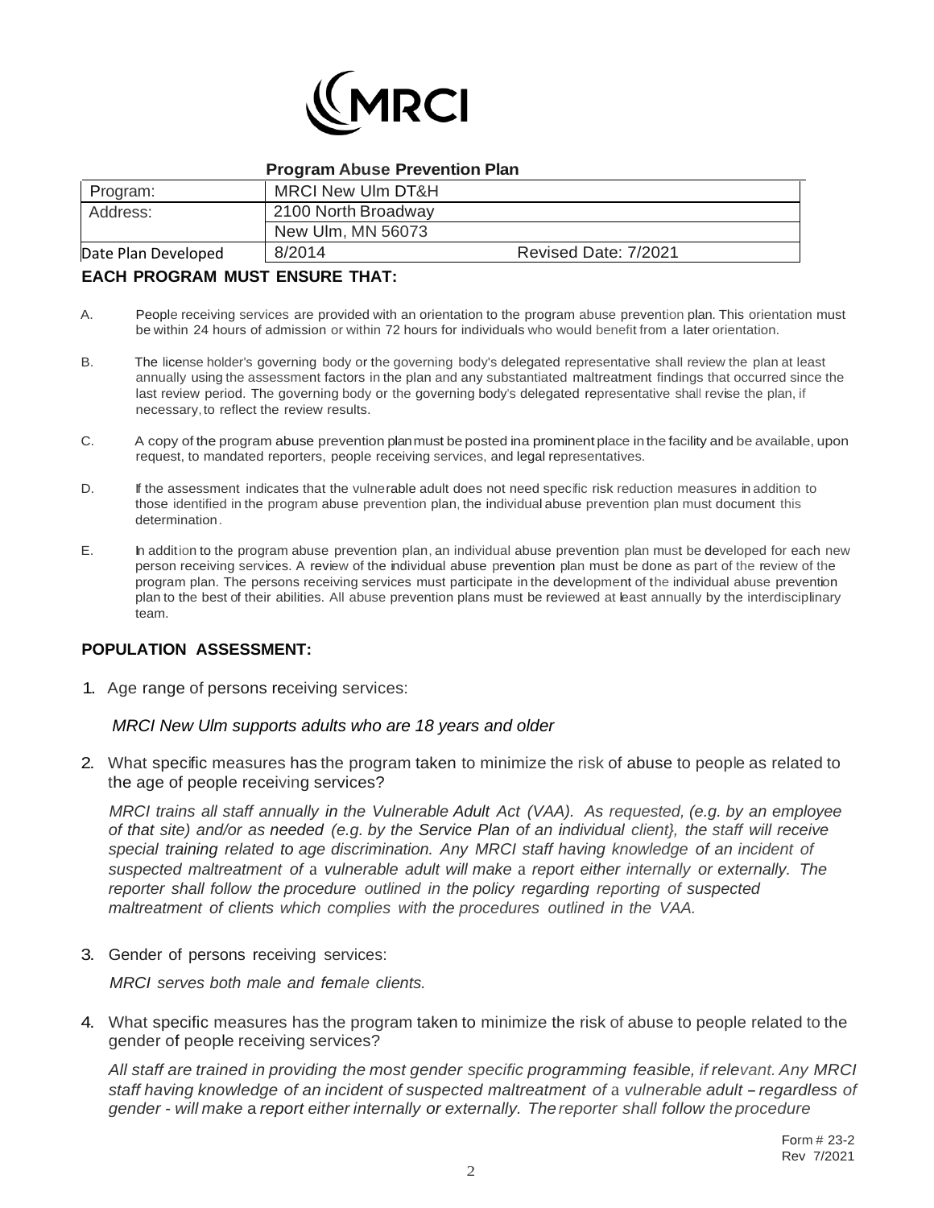MRCI

**Program Abuse Prevention Plan**

| Program: | MRCI New Ulm DT&H | |
|---|---|---|
| Address: | 2100 North Broadway | |
| | New Ulm, MN 56073 | |
| Date Plan Developed | 8/2014 | Revised Date: 7/2021 |

**EACH PROGRAM MUST ENSURE THAT:**

A. People receiving services are provided with an orientation to the program abuse prevention plan. This orientation must be within 24 hours of admission or within 72 hours for individuals who would benefit from a later orientation.

B. The license holder's governing body or the governing body's delegated representative shall review the plan at least annually using the assessment factors in the plan and any substantiated maltreatment findings that occurred since the last review period. The governing body or the governing body's delegated representative shall revise the plan, if necessary, to reflect the review results.

C. A copy of the program abuse prevention plan must be posted in a prominent place in the facility and be available, upon request, to mandated reporters, people receiving services, and legal representatives.

D. If the assessment indicates that the vulnerable adult does not need specific risk reduction measures in addition to those identified in the program abuse prevention plan, the individual abuse prevention plan must document this determination.

E. In addition to the program abuse prevention plan, an individual abuse prevention plan must be developed for each new person receiving services. A review of the individual abuse prevention plan must be done as part of the review of the program plan. The persons receiving services must participate in the development of the individual abuse prevention plan to the best of their abilities. All abuse prevention plans must be reviewed at least annually by the interdisciplinary team.

**POPULATION ASSESSMENT:**

1. Age range of persons receiving services:

   *MRCI New Ulm supports adults who are 18 years and older*

2. What specific measures has the program taken to minimize the risk of abuse to people as related to the age of people receiving services?

   *MRCI trains all staff annually in the Vulnerable Adult Act (VAA). As requested, (e.g. by an employee of that site) and/or as needed (e.g. by the Service Plan of an individual client}, the staff will receive special training related to age discrimination. Any MRCI staff having knowledge of an incident of suspected maltreatment of a vulnerable adult will make a report either internally or externally. The reporter shall follow the procedure outlined in the policy regarding reporting of suspected maltreatment of clients which complies with the procedures outlined in the VAA.*

3. Gender of persons receiving services:

   *MRCI serves both male and female clients.*

4. What specific measures has the program taken to minimize the risk of abuse to people related to the gender of people receiving services?

   *All staff are trained in providing the most gender specific programming feasible, if relevant. Any MRCI staff having knowledge of an incident of suspected maltreatment of a vulnerable adult – regardless of gender - will make a report either internally or externally. The reporter shall follow the procedure*

Form # 23-2
Rev 7/2021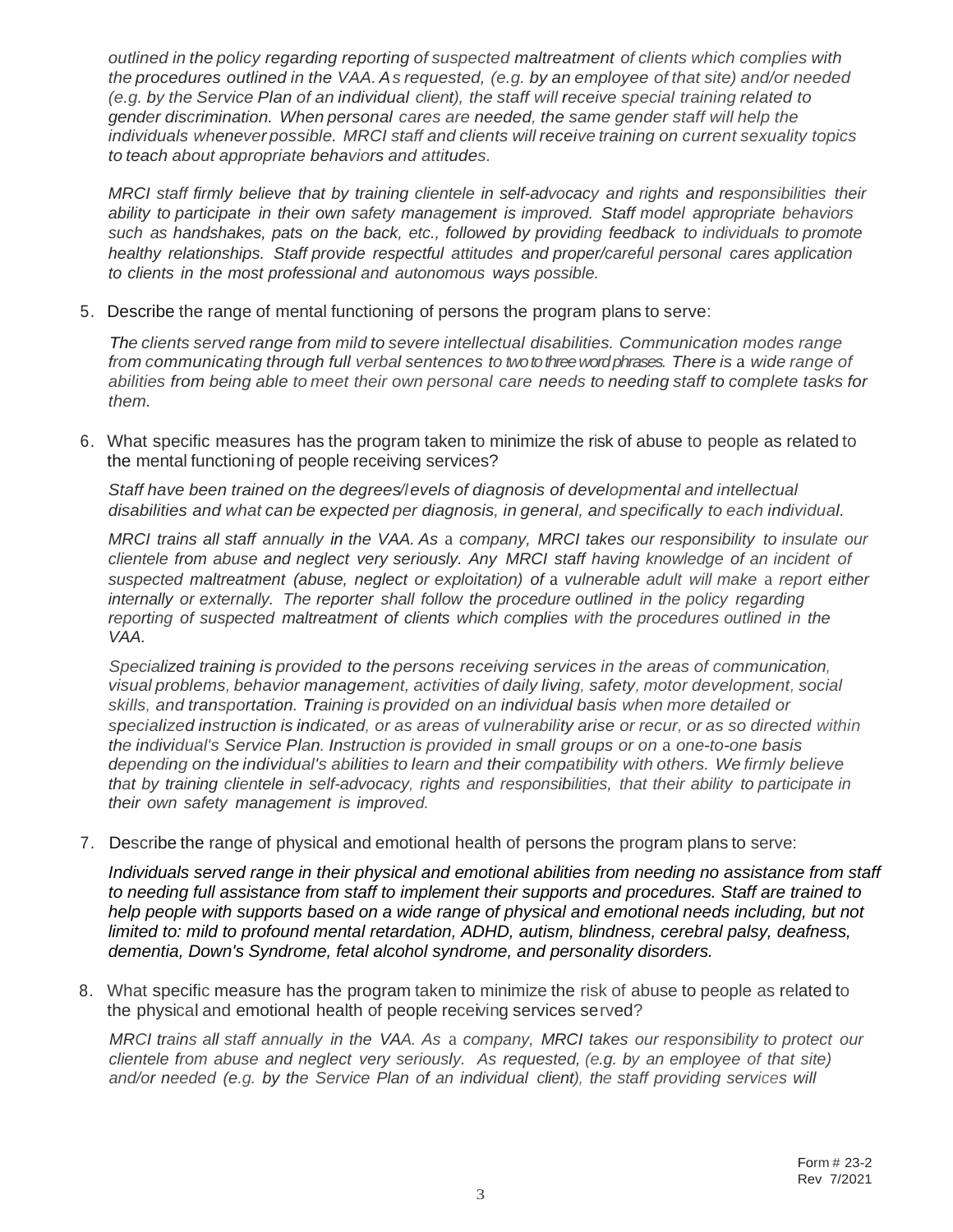*outlined in the policy regarding reporting of suspected maltreatment of clients which complies with the procedures outlined in the VAA. As requested, (e.g. by an employee of that site) and/or needed (e.g. by the Service Plan of an individual client), the staff will receive special training related to gender discrimination. When personal cares are needed, the same gender staff will help the individuals whenever possible. MRCI staff and clients will receive training on current sexuality topics to teach about appropriate behaviors and attitudes.*

*MRCI staff firmly believe that by training clientele in self-advocacy and rights and responsibilities their ability to participate in their own safety management is improved. Staff model appropriate behaviors such as handshakes, pats on the back, etc., followed by providing feedback to individuals to promote healthy relationships. Staff provide respectful attitudes and proper/careful personal cares application to clients in the most professional and autonomous ways possible.*

5. Describe the range of mental functioning of persons the program plans to serve:

   *The clients served range from mild to severe intellectual disabilities. Communication modes range from communicating through full verbal sentences to two to three word phrases. There is a wide range of abilities from being able to meet their own personal care needs to needing staff to complete tasks for them.*

6. What specific measures has the program taken to minimize the risk of abuse to people as related to the mental functioning of people receiving services?

   *Staff have been trained on the degrees/levels of diagnosis of developmental and intellectual disabilities and what can be expected per diagnosis, in general, and specifically to each individual.*

   *MRCI trains all staff annually in the VAA. As a company, MRCI takes our responsibility to insulate our clientele from abuse and neglect very seriously. Any MRCI staff having knowledge of an incident of suspected maltreatment (abuse, neglect or exploitation) of a vulnerable adult will make a report either internally or externally. The reporter shall follow the procedure outlined in the policy regarding reporting of suspected maltreatment of clients which complies with the procedures outlined in the VAA.*

   *Specialized training is provided to the persons receiving services in the areas of communication, visual problems, behavior management, activities of daily living, safety, motor development, social skills, and transportation. Training is provided on an individual basis when more detailed or specialized instruction is indicated, or as areas of vulnerability arise or recur, or as so directed within the individual's Service Plan. Instruction is provided in small groups or on a one-to-one basis depending on the individual's abilities to learn and their compatibility with others. We firmly believe that by training clientele in self-advocacy, rights and responsibilities, that their ability to participate in their own safety management is improved.*

7. Describe the range of physical and emotional health of persons the program plans to serve:

   *Individuals served range in their physical and emotional abilities from needing no assistance from staff to needing full assistance from staff to implement their supports and procedures. Staff are trained to help people with supports based on a wide range of physical and emotional needs including, but not limited to: mild to profound mental retardation, ADHD, autism, blindness, cerebral palsy, deafness, dementia, Down's Syndrome, fetal alcohol syndrome, and personality disorders.*

8. What specific measure has the program taken to minimize the risk of abuse to people as related to the physical and emotional health of people receiving services served?

   *MRCI trains all staff annually in the VAA. As a company, MRCI takes our responsibility to protect our clientele from abuse and neglect very seriously. As requested, (e.g. by an employee of that site) and/or needed (e.g. by the Service Plan of an individual client), the staff providing services will*

Form # 23-2
Rev 7/2021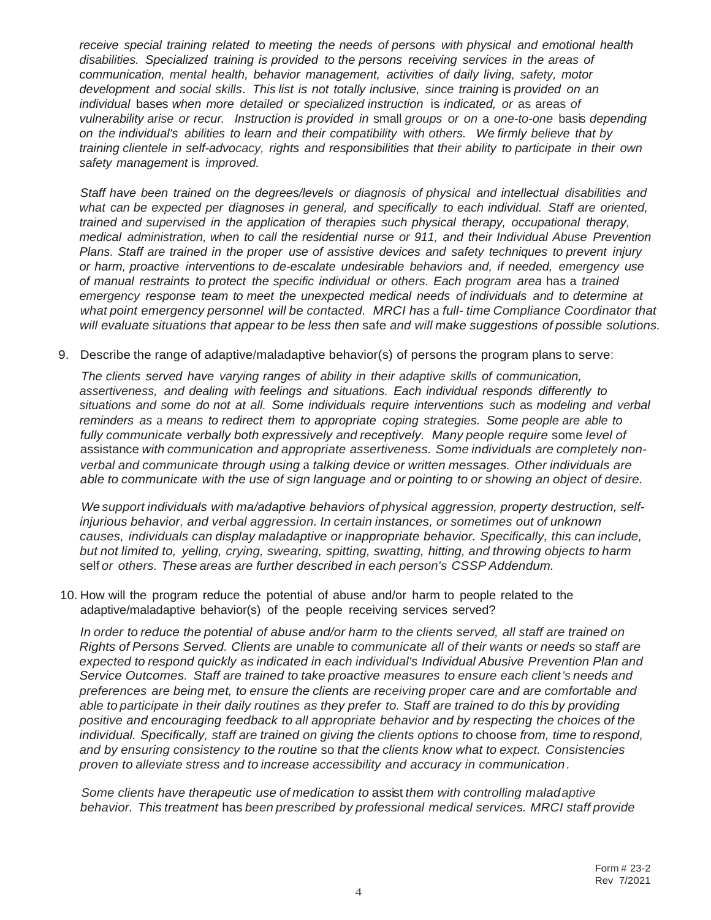*receive special training related to meeting the needs of persons with physical and emotional health disabilities. Specialized training is provided to the persons receiving services in the areas of communication, mental health, behavior management, activities of daily living, safety, motor development and social skills. This list is not totally inclusive, since training is provided on an individual bases when more detailed or specialized instruction is indicated, or as areas of vulnerability arise or recur. Instruction is provided in small groups or on a one-to-one basis depending on the individual's abilities to learn and their compatibility with others. We firmly believe that by training clientele in self-advocacy, rights and responsibilities that their ability to participate in their own safety management is improved.*

*Staff have been trained on the degrees/levels or diagnosis of physical and intellectual disabilities and what can be expected per diagnoses in general, and specifically to each individual. Staff are oriented, trained and supervised in the application of therapies such physical therapy, occupational therapy, medical administration, when to call the residential nurse or 911, and their Individual Abuse Prevention Plans. Staff are trained in the proper use of assistive devices and safety techniques to prevent injury or harm, proactive interventions to de-escalate undesirable behaviors and, if needed, emergency use of manual restraints to protect the specific individual or others. Each program area has a trained emergency response team to meet the unexpected medical needs of individuals and to determine at what point emergency personnel will be contacted. MRCI has a full- time Compliance Coordinator that will evaluate situations that appear to be less then safe and will make suggestions of possible solutions.*

9. Describe the range of adaptive/maladaptive behavior(s) of persons the program plans to serve:

*The clients served have varying ranges of ability in their adaptive skills of communication, assertiveness, and dealing with feelings and situations. Each individual responds differently to situations and some do not at all. Some individuals require interventions such as modeling and verbal reminders as a means to redirect them to appropriate coping strategies. Some people are able to fully communicate verbally both expressively and receptively. Many people require some level of assistance with communication and appropriate assertiveness. Some individuals are completely non-verbal and communicate through using a talking device or written messages. Other individuals are able to communicate with the use of sign language and or pointing to or showing an object of desire.*

*We support individuals with ma/adaptive behaviors of physical aggression, property destruction, self-injurious behavior, and verbal aggression. In certain instances, or sometimes out of unknown causes, individuals can display maladaptive or inappropriate behavior. Specifically, this can include, but not limited to, yelling, crying, swearing, spitting, swatting, hitting, and throwing objects to harm self or others. These areas are further described in each person's CSSP Addendum.*

10. How will the program reduce the potential of abuse and/or harm to people related to the adaptive/maladaptive behavior(s) of the people receiving services served?

*In order to reduce the potential of abuse and/or harm to the clients served, all staff are trained on Rights of Persons Served. Clients are unable to communicate all of their wants or needs so staff are expected to respond quickly as indicated in each individual's Individual Abusive Prevention Plan and Service Outcomes. Staff are trained to take proactive measures to ensure each client's needs and preferences are being met, to ensure the clients are receiving proper care and are comfortable and able to participate in their daily routines as they prefer to. Staff are trained to do this by providing positive and encouraging feedback to all appropriate behavior and by respecting the choices of the individual. Specifically, staff are trained on giving the clients options to choose from, time to respond, and by ensuring consistency to the routine so that the clients know what to expect. Consistencies proven to alleviate stress and to increase accessibility and accuracy in communication.*

*Some clients have therapeutic use of medication to assist them with controlling maladaptive behavior. This treatment has been prescribed by professional medical services. MRCI staff provide*

Form # 23-2
Rev 7/2021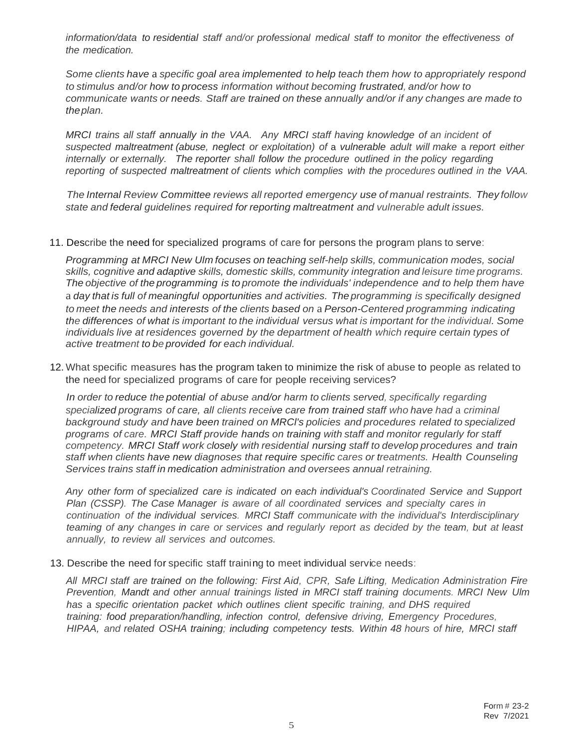*information/data to residential staff and/or professional medical staff to monitor the effectiveness of the medication.*

*Some clients have a specific goal area implemented to help teach them how to appropriately respond to stimulus and/or how to process information without becoming frustrated, and/or how to communicate wants or needs. Staff are trained on these annually and/or if any changes are made to the plan.*

*MRCI trains all staff annually in the VAA. Any MRCI staff having knowledge of an incident of suspected maltreatment (abuse, neglect or exploitation) of a vulnerable adult will make a report either internally or externally. The reporter shall follow the procedure outlined in the policy regarding reporting of suspected maltreatment of clients which complies with the procedures outlined in the VAA.*

*The Internal Review Committee reviews all reported emergency use of manual restraints. They follow state and federal guidelines required for reporting maltreatment and vulnerable adult issues.*

11. Describe the need for specialized programs of care for persons the program plans to serve:

*Programming at MRCI New Ulm focuses on teaching self-help skills, communication modes, social skills, cognitive and adaptive skills, domestic skills, community integration and leisure time programs. The objective of the programming is to promote the individuals' independence and to help them have a day that is full of meaningful opportunities and activities. The programming is specifically designed to meet the needs and interests of the clients based on a Person-Centered programming indicating the differences of what is important to the individual versus what is important for the individual. Some individuals live at residences governed by the department of health which require certain types of active treatment to be provided for each individual.*

12. What specific measures has the program taken to minimize the risk of abuse to people as related to the need for specialized programs of care for people receiving services?

*In order to reduce the potential of abuse and/or harm to clients served, specifically regarding specialized programs of care, all clients receive care from trained staff who have had a criminal background study and have been trained on MRCI's policies and procedures related to specialized programs of care. MRCI Staff provide hands on training with staff and monitor regularly for staff competency. MRCI Staff work closely with residential nursing staff to develop procedures and train staff when clients have new diagnoses that require specific cares or treatments. Health Counseling Services trains staff in medication administration and oversees annual retraining.*

*Any other form of specialized care is indicated on each individual's Coordinated Service and Support Plan (CSSP). The Case Manager is aware of all coordinated services and specialty cares in continuation of the individual services. MRCI Staff communicate with the individual's Interdisciplinary teaming of any changes in care or services and regularly report as decided by the team, but at least annually, to review all services and outcomes.*

13. Describe the need for specific staff training to meet individual service needs:

*All MRCI staff are trained on the following: First Aid, CPR, Safe Lifting, Medication Administration Fire Prevention, Mandt and other annual trainings listed in MRCI staff training documents. MRCI New Ulm has a specific orientation packet which outlines client specific training, and DHS required training: food preparation/handling, infection control, defensive driving, Emergency Procedures, HIPAA, and related OSHA training; including competency tests. Within 48 hours of hire, MRCI staff*

Form # 23-2
Rev 7/2021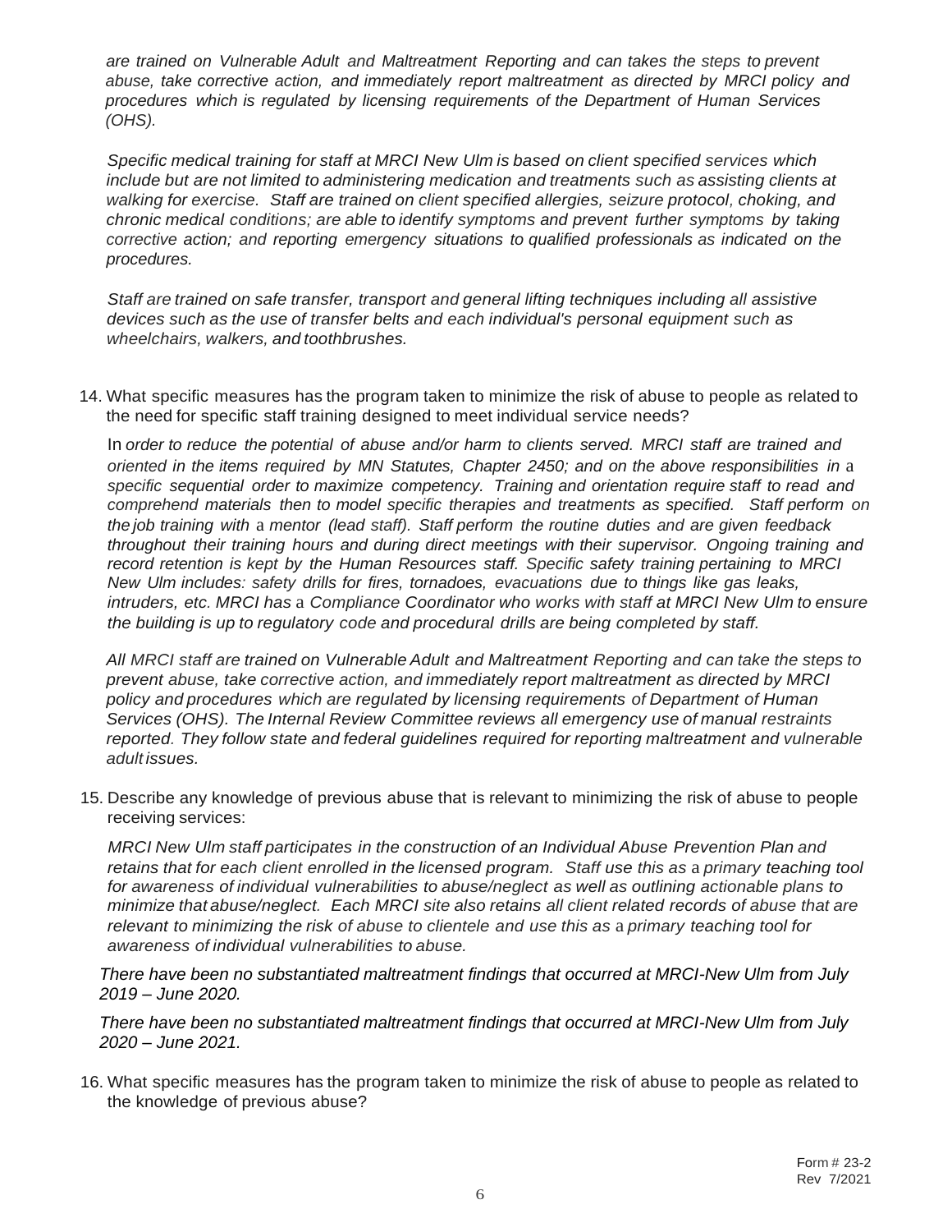*are trained on Vulnerable Adult and Maltreatment Reporting and can takes the steps to prevent abuse, take corrective action, and immediately report maltreatment as directed by MRCI policy and procedures which is regulated by licensing requirements of the Department of Human Services (OHS).*

*Specific medical training for staff at MRCI New Ulm is based on client specified services which include but are not limited to administering medication and treatments such as assisting clients at walking for exercise. Staff are trained on client specified allergies, seizure protocol, choking, and chronic medical conditions; are able to identify symptoms and prevent further symptoms by taking corrective action; and reporting emergency situations to qualified professionals as indicated on the procedures.*

*Staff are trained on safe transfer, transport and general lifting techniques including all assistive devices such as the use of transfer belts and each individual's personal equipment such as wheelchairs, walkers, and toothbrushes.*

14. What specific measures has the program taken to minimize the risk of abuse to people as related to the need for specific staff training designed to meet individual service needs?

    In *order to reduce the potential of abuse and/or harm to clients served. MRCI staff are trained and oriented in the items required by MN Statutes, Chapter 2450; and on the above responsibilities in* a *specific sequential order to maximize competency. Training and orientation require staff to read and comprehend materials then to model specific therapies and treatments as specified. Staff perform on the job training with* a *mentor (lead staff). Staff perform the routine duties and are given feedback throughout their training hours and during direct meetings with their supervisor. Ongoing training and record retention is kept by the Human Resources staff. Specific safety training pertaining to MRCI New Ulm includes: safety drills for fires, tornadoes, evacuations due to things like gas leaks, intruders, etc. MRCI has* a *Compliance Coordinator who works with staff at MRCI New Ulm to ensure the building is up to regulatory code and procedural drills are being completed by staff.*

    *All MRCI staff are trained on Vulnerable Adult and Maltreatment Reporting and can take the steps to prevent abuse, take corrective action, and immediately report maltreatment as directed by MRCI policy and procedures which are regulated by licensing requirements of Department of Human Services (OHS). The Internal Review Committee reviews all emergency use of manual restraints reported. They follow state and federal guidelines required for reporting maltreatment and vulnerable adult issues.*

15. Describe any knowledge of previous abuse that is relevant to minimizing the risk of abuse to people receiving services:

    *MRCI New Ulm staff participates in the construction of an Individual Abuse Prevention Plan and retains that for each client enrolled in the licensed program. Staff use this as* a *primary teaching tool for awareness of individual vulnerabilities to abuse/neglect as well as outlining actionable plans to minimize that abuse/neglect. Each MRCI site also retains all client related records of abuse that are relevant to minimizing the risk of abuse to clientele and use this as* a *primary teaching tool for awareness of individual vulnerabilities to abuse.*

    *There have been no substantiated maltreatment findings that occurred at MRCI-New Ulm from July 2019 – June 2020.*

    *There have been no substantiated maltreatment findings that occurred at MRCI-New Ulm from July 2020 – June 2021.*

16. What specific measures has the program taken to minimize the risk of abuse to people as related to the knowledge of previous abuse?

Form # 23-2
Rev 7/2021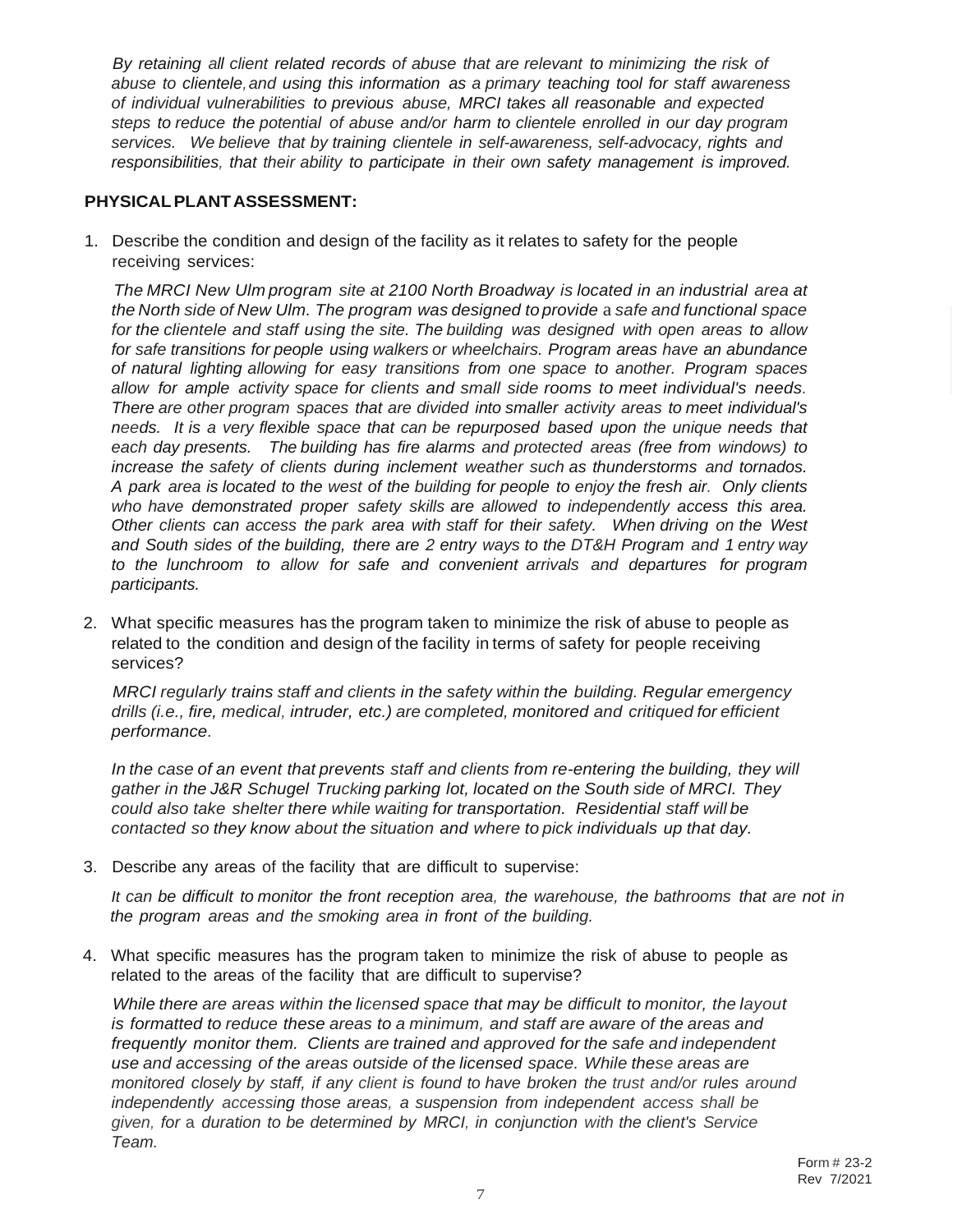*By retaining all client related records of abuse that are relevant to minimizing the risk of abuse to clientele, and using this information as a primary teaching tool for staff awareness of individual vulnerabilities to previous abuse, MRCI takes all reasonable and expected steps to reduce the potential of abuse and/or harm to clientele enrolled in our day program services. We believe that by training clientele in self-awareness, self-advocacy, rights and responsibilities, that their ability to participate in their own safety management is improved.*

**PHYSICAL PLANT ASSESSMENT:**

1. Describe the condition and design of the facility as it relates to safety for the people receiving services:

   *The MRCI New Ulm program site at 2100 North Broadway is located in an industrial area at the North side of New Ulm. The program was designed to provide a safe and functional space for the clientele and staff using the site. The building was designed with open areas to allow for safe transitions for people using walkers or wheelchairs. Program areas have an abundance of natural lighting allowing for easy transitions from one space to another. Program spaces allow for ample activity space for clients and small side rooms to meet individual's needs. There are other program spaces that are divided into smaller activity areas to meet individual's needs. It is a very flexible space that can be repurposed based upon the unique needs that each day presents. The building has fire alarms and protected areas (free from windows) to increase the safety of clients during inclement weather such as thunderstorms and tornados. A park area is located to the west of the building for people to enjoy the fresh air. Only clients who have demonstrated proper safety skills are allowed to independently access this area. Other clients can access the park area with staff for their safety. When driving on the West and South sides of the building, there are 2 entry ways to the DT&H Program and 1 entry way to the lunchroom to allow for safe and convenient arrivals and departures for program participants.*

2. What specific measures has the program taken to minimize the risk of abuse to people as related to the condition and design of the facility in terms of safety for people receiving services?

   *MRCI regularly trains staff and clients in the safety within the building. Regular emergency drills (i.e., fire, medical, intruder, etc.) are completed, monitored and critiqued for efficient performance.*

   *In the case of an event that prevents staff and clients from re-entering the building, they will gather in the J&R Schugel Trucking parking lot, located on the South side of MRCI. They could also take shelter there while waiting for transportation. Residential staff will be contacted so they know about the situation and where to pick individuals up that day.*

3. Describe any areas of the facility that are difficult to supervise:

   *It can be difficult to monitor the front reception area, the warehouse, the bathrooms that are not in the program areas and the smoking area in front of the building.*

4. What specific measures has the program taken to minimize the risk of abuse to people as related to the areas of the facility that are difficult to supervise?

   *While there are areas within the licensed space that may be difficult to monitor, the layout is formatted to reduce these areas to a minimum, and staff are aware of the areas and frequently monitor them. Clients are trained and approved for the safe and independent use and accessing of the areas outside of the licensed space. While these areas are monitored closely by staff, if any client is found to have broken the trust and/or rules around independently accessing those areas, a suspension from independent access shall be given, for a duration to be determined by MRCI, in conjunction with the client's Service Team.*

Form # 23-2
Rev 7/2021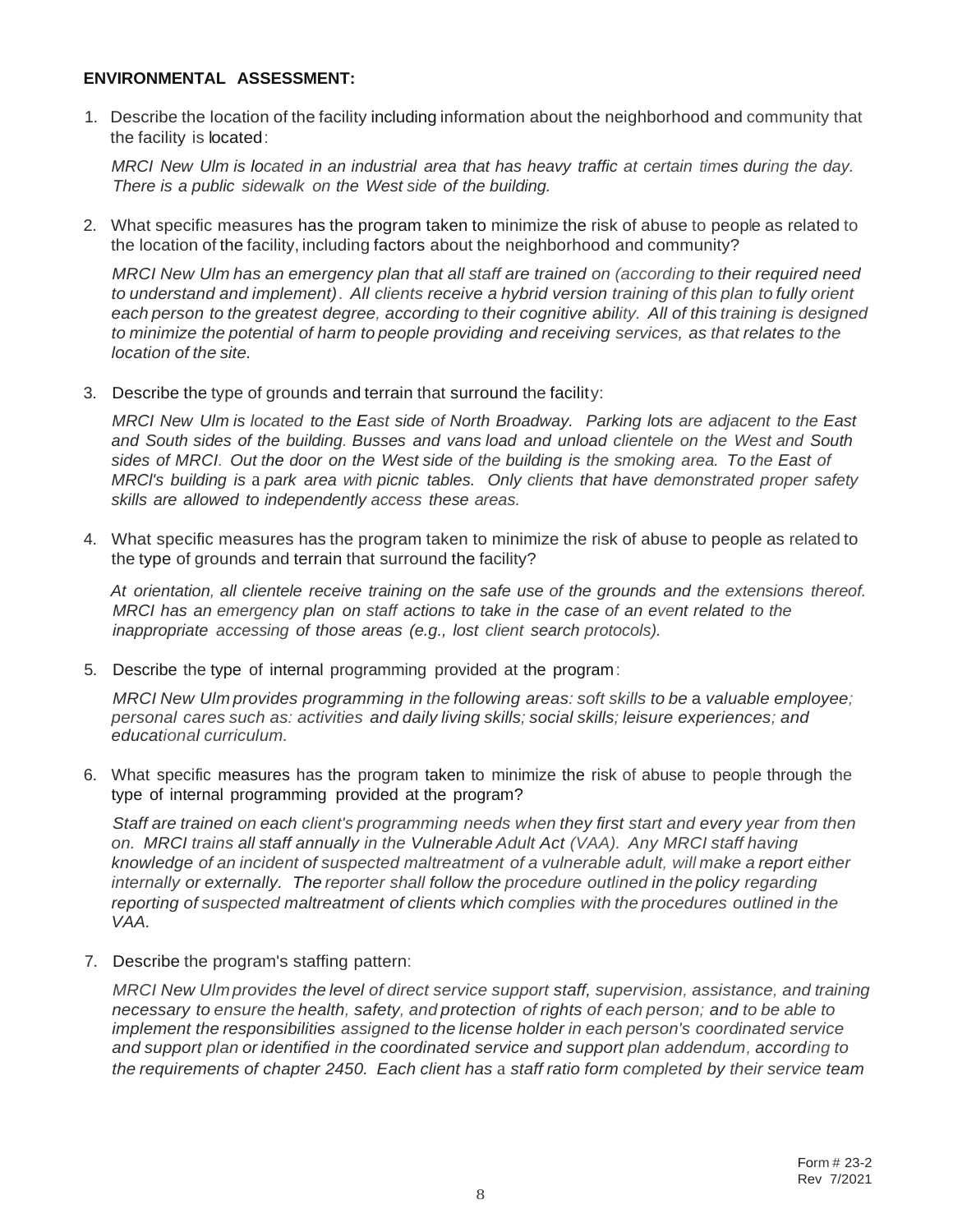**ENVIRONMENTAL ASSESSMENT:**

1. Describe the location of the facility including information about the neighborhood and community that the facility is located:

   *MRCI New Ulm is located in an industrial area that has heavy traffic at certain times during the day. There is a public sidewalk on the West side of the building.*

2. What specific measures has the program taken to minimize the risk of abuse to people as related to the location of the facility, including factors about the neighborhood and community?

   *MRCI New Ulm has an emergency plan that all staff are trained on (according to their required need to understand and implement). All clients receive a hybrid version training of this plan to fully orient each person to the greatest degree, according to their cognitive ability. All of this training is designed to minimize the potential of harm to people providing and receiving services, as that relates to the location of the site.*

3. Describe the type of grounds and terrain that surround the facility:

   *MRCI New Ulm is located to the East side of North Broadway. Parking lots are adjacent to the East and South sides of the building. Busses and vans load and unload clientele on the West and South sides of MRCI. Out the door on the West side of the building is the smoking area. To the East of MRCI's building is a park area with picnic tables. Only clients that have demonstrated proper safety skills are allowed to independently access these areas.*

4. What specific measures has the program taken to minimize the risk of abuse to people as related to the type of grounds and terrain that surround the facility?

   *At orientation, all clientele receive training on the safe use of the grounds and the extensions thereof. MRCI has an emergency plan on staff actions to take in the case of an event related to the inappropriate accessing of those areas (e.g., lost client search protocols).*

5. Describe the type of internal programming provided at the program:

   *MRCI New Ulm provides programming in the following areas: soft skills to be a valuable employee; personal cares such as: activities and daily living skills; social skills; leisure experiences; and educational curriculum.*

6. What specific measures has the program taken to minimize the risk of abuse to people through the type of internal programming provided at the program?

   *Staff are trained on each client's programming needs when they first start and every year from then on. MRCI trains all staff annually in the Vulnerable Adult Act (VAA). Any MRCI staff having knowledge of an incident of suspected maltreatment of a vulnerable adult, will make a report either internally or externally. The reporter shall follow the procedure outlined in the policy regarding reporting of suspected maltreatment of clients which complies with the procedures outlined in the VAA.*

7. Describe the program's staffing pattern:

   *MRCI New Ulm provides the level of direct service support staff, supervision, assistance, and training necessary to ensure the health, safety, and protection of rights of each person; and to be able to implement the responsibilities assigned to the license holder in each person's coordinated service and support plan or identified in the coordinated service and support plan addendum, according to the requirements of chapter 245D. Each client has a staff ratio form completed by their service team*

Form # 23-2
Rev 7/2021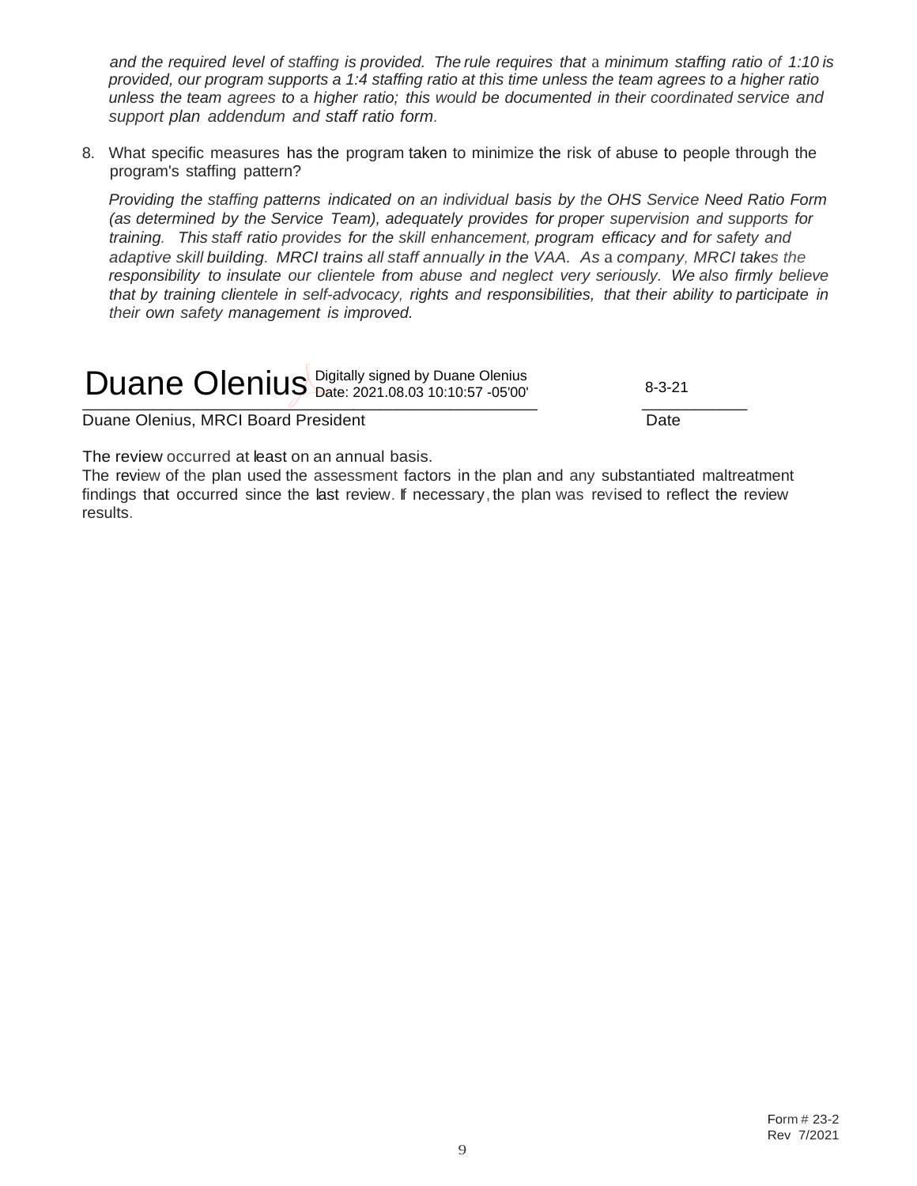*and the required level of staffing is provided. The rule requires that a minimum staffing ratio of 1:10 is provided, our program supports a 1:4 staffing ratio at this time unless the team agrees to a higher ratio unless the team agrees to a higher ratio; this would be documented in their coordinated service and support plan addendum and staff ratio form.*

8. What specific measures has the program taken to minimize the risk of abuse to people through the program's staffing pattern?

   *Providing the staffing patterns indicated on an individual basis by the OHS Service Need Ratio Form (as determined by the Service Team), adequately provides for proper supervision and supports for training. This staff ratio provides for the skill enhancement, program efficacy and for safety and adaptive skill building. MRCI trains all staff annually in the VAA. As a company, MRCI takes the responsibility to insulate our clientele from abuse and neglect very seriously. We also firmly believe that by training clientele in self-advocacy, rights and responsibilities, that their ability to participate in their own safety management is improved.*

Duane Olenius Digitally signed by Duane Olenius Date: 2021.08.03 10:10:57 -05'00'

8-3-21

Duane Olenius, MRCI Board President — Date

The review occurred at least on an annual basis.
The review of the plan used the assessment factors in the plan and any substantiated maltreatment findings that occurred since the last review. If necessary, the plan was revised to reflect the review results.

Form # 23-2
Rev 7/2021